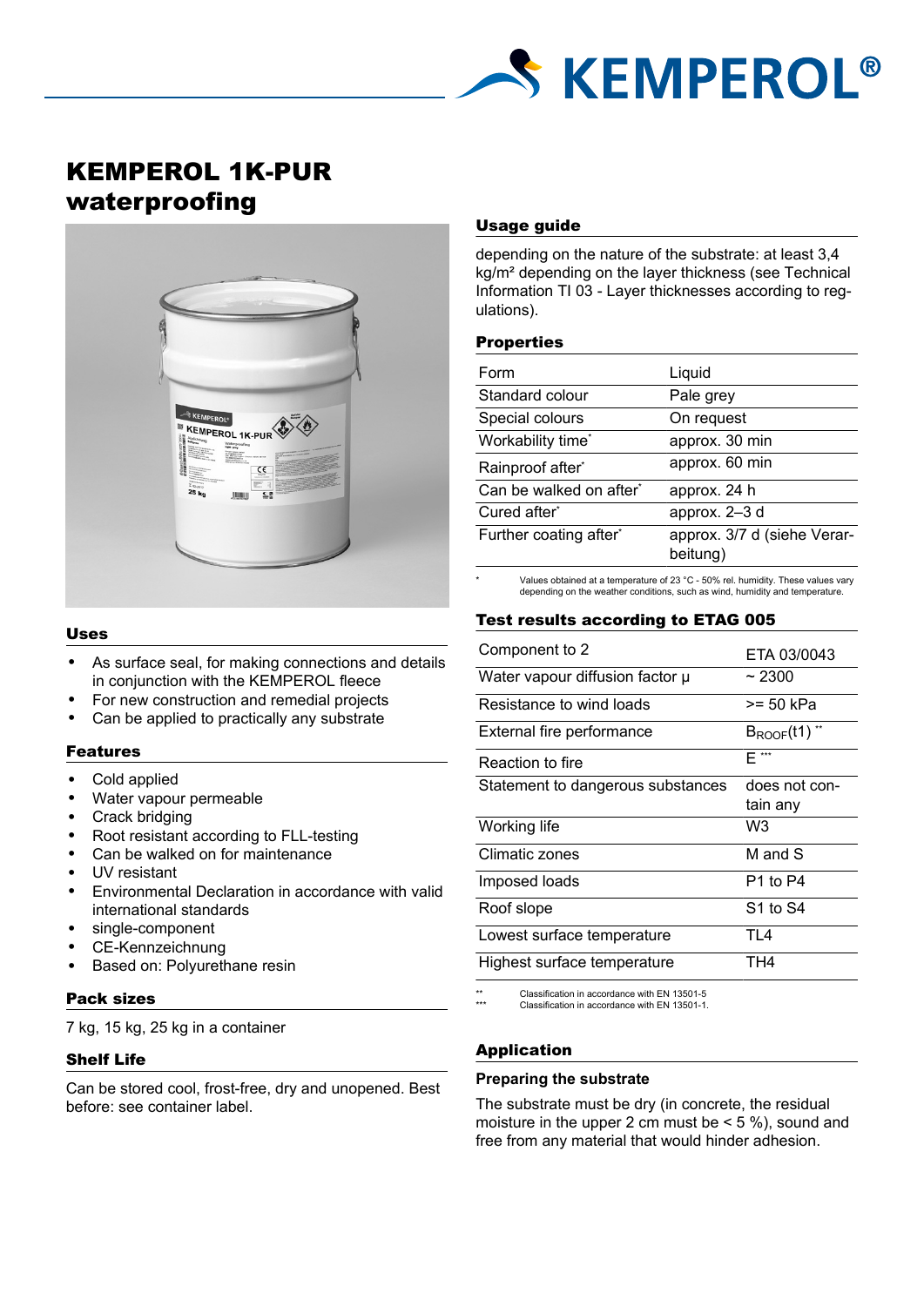# KEMPEROL 1K-PUR waterproofing

## Uses

- As surface seal, for making connections and details in conjunction with the KEMPEROL fleece
- For new construction and remedial projects
- Can be applied to practically any substrate

## Features

- Cold applied
- Water vapour permeable
- Crack bridging
- Root resistant according to FLL-testing
- Can be walked on for maintenance
- UV resistant
- Environmental Declaration in accordance with valid international standards
- single-component
- CE-Kennzeichnung
- Based on: Polyurethane resin

## Pack sizes

7 kg, 15 kg, 25 kg in a container

## Shelf Life

Can be stored cool, frost-free, dry and unopened. Best before: see container label.

## Usage guide

depending on the nature of the substrate: at least 3,4 kg/m² depending on the layer thickness (see Technical Information TI 03 - Layer thicknesses according to regulations).

## Properties

| | |
|---|---|
| Form | Liquid |
| Standard colour | Pale grey |
| Special colours | On request |
| Workability time* | approx. 30 min |
| Rainproof after* | approx. 60 min |
| Can be walked on after* | approx. 24 h |
| Cured after* | approx. 2–3 d |
| Further coating after* | approx. 3/7 d (siehe Verarbeitung) |

\* Values obtained at a temperature of 23 °C - 50% rel. humidity. These values vary depending on the weather conditions, such as wind, humidity and temperature.

## Test results according to ETAG 005

| | |
|---|---|
| Component to 2 | ETA 03/0043 |
| Water vapour diffusion factor μ | ~ 2300 |
| Resistance to wind loads | >= 50 kPa |
| External fire performance | $B_{ROOF}$(t1) ** |
| Reaction to fire | E *** |
| Statement to dangerous substances | does not contain any |
| Working life | W3 |
| Climatic zones | M and S |
| Imposed loads | P1 to P4 |
| Roof slope | S1 to S4 |
| Lowest surface temperature | TL4 |
| Highest surface temperature | TH4 |

\*\* Classification in accordance with EN 13501-5
\*\*\* Classification in accordance with EN 13501-1.

## Application

### Preparing the substrate

The substrate must be dry (in concrete, the residual moisture in the upper 2 cm must be < 5 %), sound and free from any material that would hinder adhesion.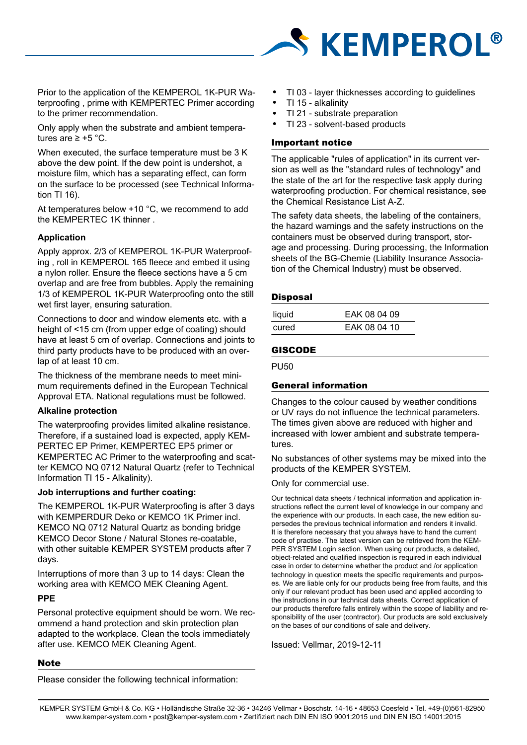Prior to the application of the KEMPEROL 1K-PUR Waterproofing , prime with KEMPERTEC Primer according to the primer recommendation.

Only apply when the substrate and ambient temperatures are ≥ +5 °C.

When executed, the surface temperature must be 3 K above the dew point. If the dew point is undershot, a moisture film, which has a separating effect, can form on the surface to be processed (see Technical Information TI 16).

At temperatures below +10 °C, we recommend to add the KEMPERTEC 1K thinner .

### Application

Apply approx. 2/3 of KEMPEROL 1K-PUR Waterproofing , roll in KEMPEROL 165 fleece and embed it using a nylon roller. Ensure the fleece sections have a 5 cm overlap and are free from bubbles. Apply the remaining 1/3 of KEMPEROL 1K-PUR Waterproofing onto the still wet first layer, ensuring saturation.

Connections to door and window elements etc. with a height of <15 cm (from upper edge of coating) should have at least 5 cm of overlap. Connections and joints to third party products have to be produced with an overlap of at least 10 cm.

The thickness of the membrane needs to meet minimum requirements defined in the European Technical Approval ETA. National regulations must be followed.

### Alkaline protection

The waterproofing provides limited alkaline resistance. Therefore, if a sustained load is expected, apply KEMPERTEC EP Primer, KEMPERTEC EP5 primer or KEMPERTEC AC Primer to the waterproofing and scatter KEMCO NQ 0712 Natural Quartz (refer to Technical Information TI 15 - Alkalinity).

### Job interruptions and further coating:

The KEMPEROL 1K-PUR Waterproofing is after 3 days with KEMPERDUR Deko or KEMCO 1K Primer incl. KEMCO NQ 0712 Natural Quartz as bonding bridge KEMCO Decor Stone / Natural Stones re-coatable, with other suitable KEMPER SYSTEM products after 7 days.

Interruptions of more than 3 up to 14 days: Clean the working area with KEMCO MEK Cleaning Agent.

### PPE

Personal protective equipment should be worn. We recommend a hand protection and skin protection plan adapted to the workplace. Clean the tools immediately after use. KEMCO MEK Cleaning Agent.

## Note

Please consider the following technical information:

- TI 03 - layer thicknesses according to guidelines
- TI 15 - alkalinity
- TI 21 - substrate preparation
- TI 23 - solvent-based products

## Important notice

The applicable "rules of application" in its current version as well as the "standard rules of technology" and the state of the art for the respective task apply during waterproofing production. For chemical resistance, see the Chemical Resistance List A-Z.

The safety data sheets, the labeling of the containers, the hazard warnings and the safety instructions on the containers must be observed during transport, storage and processing. During processing, the Information sheets of the BG-Chemie (Liability Insurance Association of the Chemical Industry) must be observed.

## Disposal

| | |
|---|---|
| liquid | EAK 08 04 09 |
| cured | EAK 08 04 10 |

## GISCODE

PU50

## General information

Changes to the colour caused by weather conditions or UV rays do not influence the technical parameters. The times given above are reduced with higher and increased with lower ambient and substrate temperatures.

No substances of other systems may be mixed into the products of the KEMPER SYSTEM.

Only for commercial use.

Our technical data sheets / technical information and application instructions reflect the current level of knowledge in our company and the experience with our products. In each case, the new edition supersedes the previous technical information and renders it invalid. It is therefore necessary that you always have to hand the current code of practise. The latest version can be retrieved from the KEMPER SYSTEM Login section. When using our products, a detailed, object-related and qualified inspection is required in each individual case in order to determine whether the product and /or application technology in question meets the specific requirements and purposes. We are liable only for our products being free from faults, and this only if our relevant product has been used and applied according to the instructions in our technical data sheets. Correct application of our products therefore falls entirely within the scope of liability and responsibility of the user (contractor). Our products are sold exclusively on the bases of our conditions of sale and delivery.

Issued: Vellmar, 2019-12-11

KEMPER SYSTEM GmbH & Co. KG • Holländische Straße 32-36 • 34246 Vellmar • Boschstr. 14-16 • 48653 Coesfeld • Tel. +49-(0)561-82950
www.kemper-system.com • post@kemper-system.com • Zertifiziert nach DIN EN ISO 9001:2015 und DIN EN ISO 14001:2015